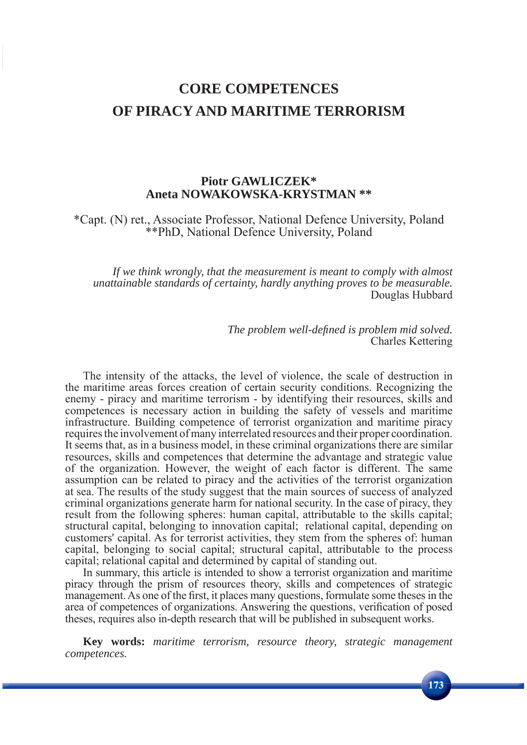# CORE COMPETENCES OF PIRACY AND MARITIME TERRORISM

**Piotr GAWLICZEK\***
**Aneta NOWAKOWSKA-KRYSTMAN \*\***

\*Capt. (N) ret., Associate Professor, National Defence University, Poland
\*\*PhD, National Defence University, Poland

*If we think wrongly, that the measurement is meant to comply with almost unattainable standards of certainty, hardly anything proves to be measurable.*
Douglas Hubbard

*The problem well-defined is problem mid solved.*
Charles Kettering

The intensity of the attacks, the level of violence, the scale of destruction in the maritime areas forces creation of certain security conditions. Recognizing the enemy - piracy and maritime terrorism - by identifying their resources, skills and competences is necessary action in building the safety of vessels and maritime infrastructure. Building competence of terrorist organization and maritime piracy requires the involvement of many interrelated resources and their proper coordination. It seems that, as in a business model, in these criminal organizations there are similar resources, skills and competences that determine the advantage and strategic value of the organization. However, the weight of each factor is different. The same assumption can be related to piracy and the activities of the terrorist organization at sea. The results of the study suggest that the main sources of success of analyzed criminal organizations generate harm for national security. In the case of piracy, they result from the following spheres: human capital, attributable to the skills capital; structural capital, belonging to innovation capital; relational capital, depending on customers' capital. As for terrorist activities, they stem from the spheres of: human capital, belonging to social capital; structural capital, attributable to the process capital; relational capital and determined by capital of standing out.

In summary, this article is intended to show a terrorist organization and maritime piracy through the prism of resources theory, skills and competences of strategic management. As one of the first, it places many questions, formulate some theses in the area of competences of organizations. Answering the questions, verification of posed theses, requires also in-depth research that will be published in subsequent works.

**Key words:** *maritime terrorism, resource theory, strategic management competences.*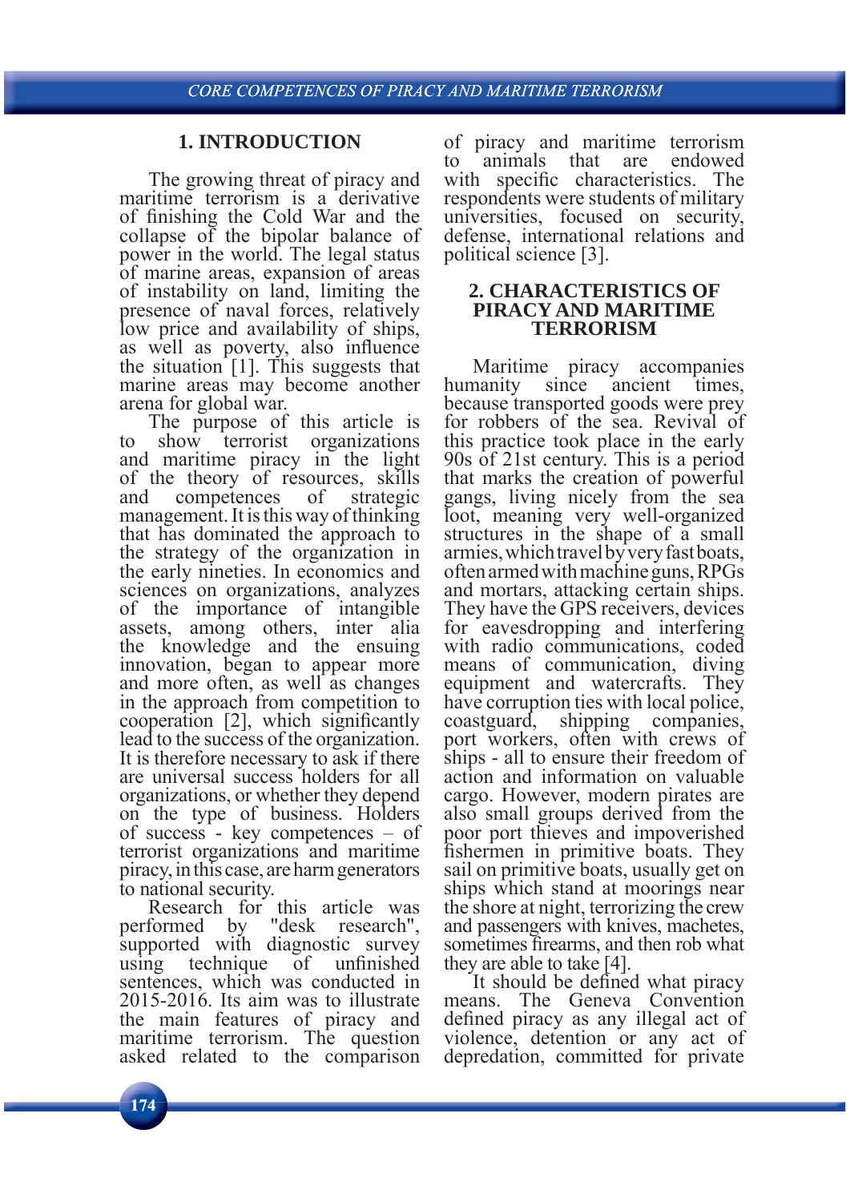## 1. INTRODUCTION

The growing threat of piracy and maritime terrorism is a derivative of finishing the Cold War and the collapse of the bipolar balance of power in the world. The legal status of marine areas, expansion of areas of instability on land, limiting the presence of naval forces, relatively low price and availability of ships, as well as poverty, also influence the situation [1]. This suggests that marine areas may become another arena for global war.

The purpose of this article is to show terrorist organizations and maritime piracy in the light of the theory of resources, skills and competences of strategic management. It is this way of thinking that has dominated the approach to the strategy of the organization in the early nineties. In economics and sciences on organizations, analyzes of the importance of intangible assets, among others, inter alia the knowledge and the ensuing innovation, began to appear more and more often, as well as changes in the approach from competition to cooperation [2], which significantly lead to the success of the organization. It is therefore necessary to ask if there are universal success holders for all organizations, or whether they depend on the type of business. Holders of success - key competences – of terrorist organizations and maritime piracy, in this case, are harm generators to national security.

Research for this article was performed by "desk research", supported with diagnostic survey using technique of unfinished sentences, which was conducted in 2015-2016. Its aim was to illustrate the main features of piracy and maritime terrorism. The question asked related to the comparison of piracy and maritime terrorism to animals that are endowed with specific characteristics. The respondents were students of military universities, focused on security, defense, international relations and political science [3].

## 2. CHARACTERISTICS OF PIRACY AND MARITIME TERRORISM

Maritime piracy accompanies humanity since ancient times, because transported goods were prey for robbers of the sea. Revival of this practice took place in the early 90s of 21st century. This is a period that marks the creation of powerful gangs, living nicely from the sea loot, meaning very well-organized structures in the shape of a small armies, which travel by very fast boats, often armed with machine guns, RPGs and mortars, attacking certain ships. They have the GPS receivers, devices for eavesdropping and interfering with radio communications, coded means of communication, diving equipment and watercrafts. They have corruption ties with local police, coastguard, shipping companies, port workers, often with crews of ships - all to ensure their freedom of action and information on valuable cargo. However, modern pirates are also small groups derived from the poor port thieves and impoverished fishermen in primitive boats. They sail on primitive boats, usually get on ships which stand at moorings near the shore at night, terrorizing the crew and passengers with knives, machetes, sometimes firearms, and then rob what they are able to take [4].

It should be defined what piracy means. The Geneva Convention defined piracy as any illegal act of violence, detention or any act of depredation, committed for private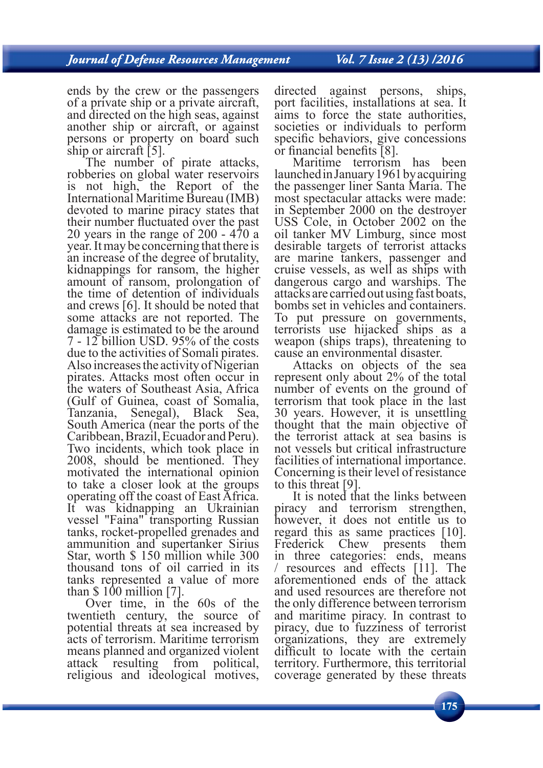ends by the crew or the passengers of a private ship or a private aircraft, and directed on the high seas, against another ship or aircraft, or against persons or property on board such ship or aircraft [5].

The number of pirate attacks, robberies on global water reservoirs is not high, the Report of the International Maritime Bureau (IMB) devoted to marine piracy states that their number fluctuated over the past 20 years in the range of 200 - 470 a year. It may be concerning that there is an increase of the degree of brutality, kidnappings for ransom, the higher amount of ransom, prolongation of the time of detention of individuals and crews [6]. It should be noted that some attacks are not reported. The damage is estimated to be the around 7 - 12 billion USD. 95% of the costs due to the activities of Somali pirates. Also increases the activity of Nigerian pirates. Attacks most often occur in the waters of Southeast Asia, Africa (Gulf of Guinea, coast of Somalia, Tanzania, Senegal), Black Sea, South America (near the ports of the Caribbean, Brazil, Ecuador and Peru). Two incidents, which took place in 2008, should be mentioned. They motivated the international opinion to take a closer look at the groups operating off the coast of East Africa. It was kidnapping an Ukrainian vessel "Faina" transporting Russian tanks, rocket-propelled grenades and ammunition and supertanker Sirius Star, worth $ 150 million while 300 thousand tons of oil carried in its tanks represented a value of more than $ 100 million [7].

Over time, in the 60s of the twentieth century, the source of potential threats at sea increased by acts of terrorism. Maritime terrorism means planned and organized violent attack resulting from political, religious and ideological motives, directed against persons, ships, port facilities, installations at sea. It aims to force the state authorities, societies or individuals to perform specific behaviors, give concessions or financial benefits [8].

Maritime terrorism has been launched in January 1961 by acquiring the passenger liner Santa Maria. The most spectacular attacks were made: in September 2000 on the destroyer USS Cole, in October 2002 on the oil tanker MV Limburg, since most desirable targets of terrorist attacks are marine tankers, passenger and cruise vessels, as well as ships with dangerous cargo and warships. The attacks are carried out using fast boats, bombs set in vehicles and containers. To put pressure on governments, terrorists use hijacked ships as a weapon (ships traps), threatening to cause an environmental disaster.

Attacks on objects of the sea represent only about 2% of the total number of events on the ground of terrorism that took place in the last 30 years. However, it is unsettling thought that the main objective of the terrorist attack at sea basins is not vessels but critical infrastructure facilities of international importance. Concerning is their level of resistance to this threat [9].

It is noted that the links between piracy and terrorism strengthen, however, it does not entitle us to regard this as same practices [10]. Frederick Chew presents them in three categories: ends, means / resources and effects [11]. The aforementioned ends of the attack and used resources are therefore not the only difference between terrorism and maritime piracy. In contrast to piracy, due to fuzziness of terrorist organizations, they are extremely difficult to locate with the certain territory. Furthermore, this territorial coverage generated by these threats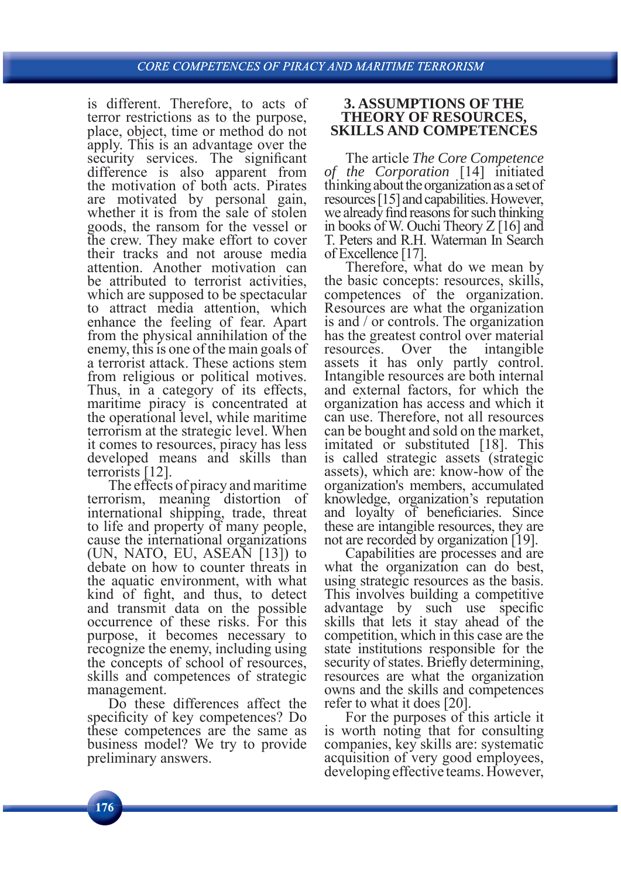is different. Therefore, to acts of terror restrictions as to the purpose, place, object, time or method do not apply. This is an advantage over the security services. The significant difference is also apparent from the motivation of both acts. Pirates are motivated by personal gain, whether it is from the sale of stolen goods, the ransom for the vessel or the crew. They make effort to cover their tracks and not arouse media attention. Another motivation can be attributed to terrorist activities, which are supposed to be spectacular to attract media attention, which enhance the feeling of fear. Apart from the physical annihilation of the enemy, this is one of the main goals of a terrorist attack. These actions stem from religious or political motives. Thus, in a category of its effects, maritime piracy is concentrated at the operational level, while maritime terrorism at the strategic level. When it comes to resources, piracy has less developed means and skills than terrorists [12].

The effects of piracy and maritime terrorism, meaning distortion of international shipping, trade, threat to life and property of many people, cause the international organizations (UN, NATO, EU, ASEAN [13]) to debate on how to counter threats in the aquatic environment, with what kind of fight, and thus, to detect and transmit data on the possible occurrence of these risks. For this purpose, it becomes necessary to recognize the enemy, including using the concepts of school of resources, skills and competences of strategic management.

Do these differences affect the specificity of key competences? Do these competences are the same as business model? We try to provide preliminary answers.

## 3. ASSUMPTIONS OF THE THEORY OF RESOURCES, SKILLS AND COMPETENCES

The article *The Core Competence of the Corporation* [14] initiated thinking about the organization as a set of resources [15] and capabilities. However, we already find reasons for such thinking in books of W. Ouchi Theory Z [16] and T. Peters and R.H. Waterman In Search of Excellence [17].

Therefore, what do we mean by the basic concepts: resources, skills, competences of the organization. Resources are what the organization is and / or controls. The organization has the greatest control over material resources. Over the intangible assets it has only partly control. Intangible resources are both internal and external factors, for which the organization has access and which it can use. Therefore, not all resources can be bought and sold on the market, imitated or substituted [18]. This is called strategic assets (strategic assets), which are: know-how of the organization's members, accumulated knowledge, organization's reputation and loyalty of beneficiaries. Since these are intangible resources, they are not are recorded by organization [19].

Capabilities are processes and are what the organization can do best, using strategic resources as the basis. This involves building a competitive advantage by such use specific skills that lets it stay ahead of the competition, which in this case are the state institutions responsible for the security of states. Briefly determining, resources are what the organization owns and the skills and competences refer to what it does [20].

For the purposes of this article it is worth noting that for consulting companies, key skills are: systematic acquisition of very good employees, developing effective teams. However,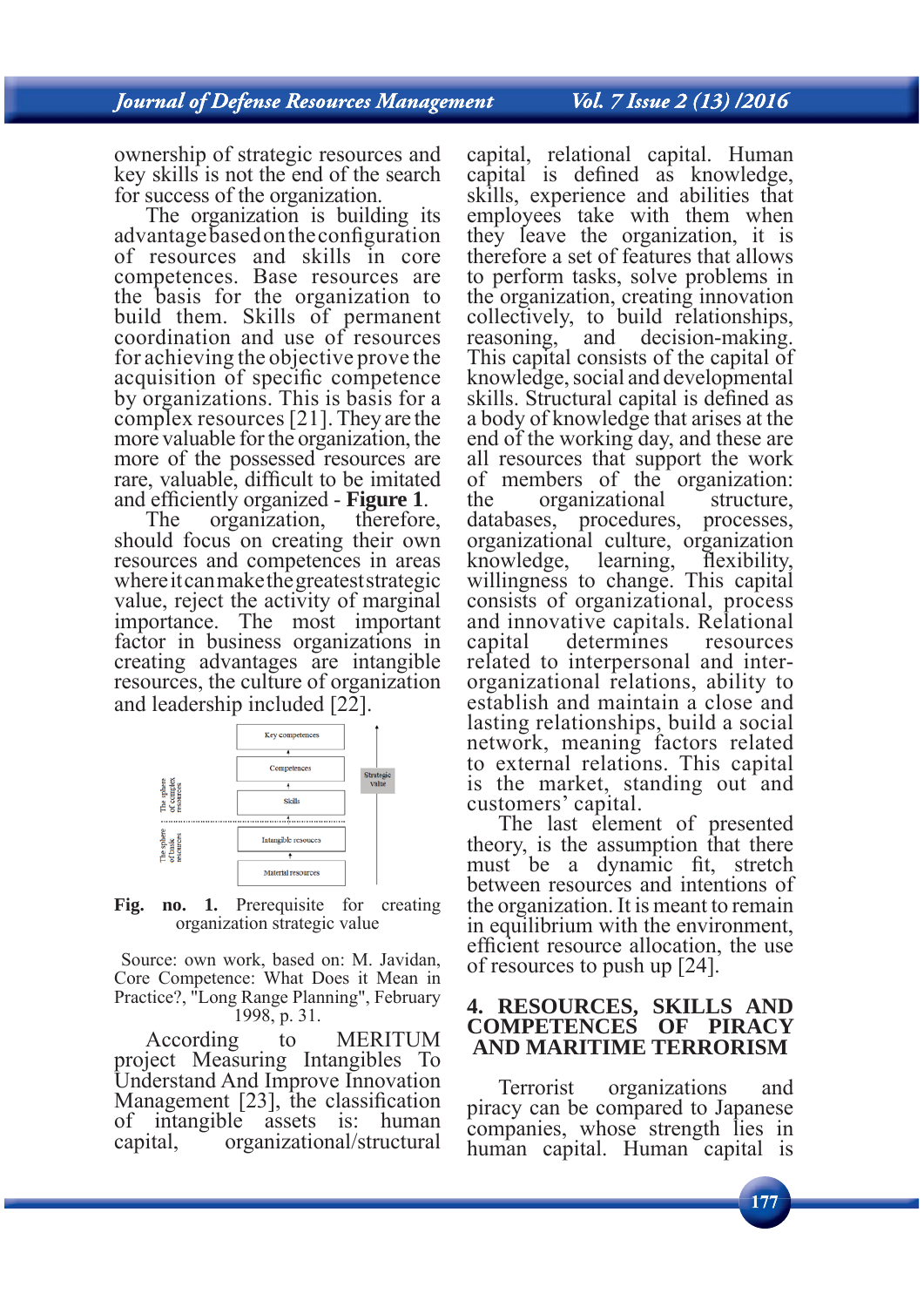ownership of strategic resources and key skills is not the end of the search for success of the organization.

The organization is building its advantage based on the configuration of resources and skills in core competences. Base resources are the basis for the organization to build them. Skills of permanent coordination and use of resources for achieving the objective prove the acquisition of specific competence by organizations. This is basis for a complex resources [21]. They are the more valuable for the organization, the more of the possessed resources are rare, valuable, difficult to be imitated and efficiently organized - **Figure 1**.

The organization, therefore, should focus on creating their own resources and competences in areas where it can make the greatest strategic value, reject the activity of marginal importance. The most important factor in business organizations in creating advantages are intangible resources, the culture of organization and leadership included [22].

**Fig. no. 1.** Prerequisite for creating organization strategic value

Source: own work, based on: M. Javidan, Core Competence: What Does it Mean in Practice?, "Long Range Planning", February 1998, p. 31.

According to MERITUM project Measuring Intangibles To Understand And Improve Innovation Management [23], the classification of intangible assets is: human capital, organizational/structural capital, relational capital. Human capital is defined as knowledge, skills, experience and abilities that employees take with them when they leave the organization, it is therefore a set of features that allows to perform tasks, solve problems in the organization, creating innovation collectively, to build relationships, reasoning, and decision-making. This capital consists of the capital of knowledge, social and developmental skills. Structural capital is defined as a body of knowledge that arises at the end of the working day, and these are all resources that support the work of members of the organization: the organizational structure, databases, procedures, processes, organizational culture, organization knowledge, learning, flexibility, willingness to change. This capital consists of organizational, process and innovative capitals. Relational capital determines resources related to interpersonal and inter-organizational relations, ability to establish and maintain a close and lasting relationships, build a social network, meaning factors related to external relations. This capital is the market, standing out and customers' capital.

The last element of presented theory, is the assumption that there must be a dynamic fit, stretch between resources and intentions of the organization. It is meant to remain in equilibrium with the environment, efficient resource allocation, the use of resources to push up [24].

## 4. RESOURCES, SKILLS AND COMPETENCES OF PIRACY AND MARITIME TERRORISM

Terrorist organizations and piracy can be compared to Japanese companies, whose strength lies in human capital. Human capital is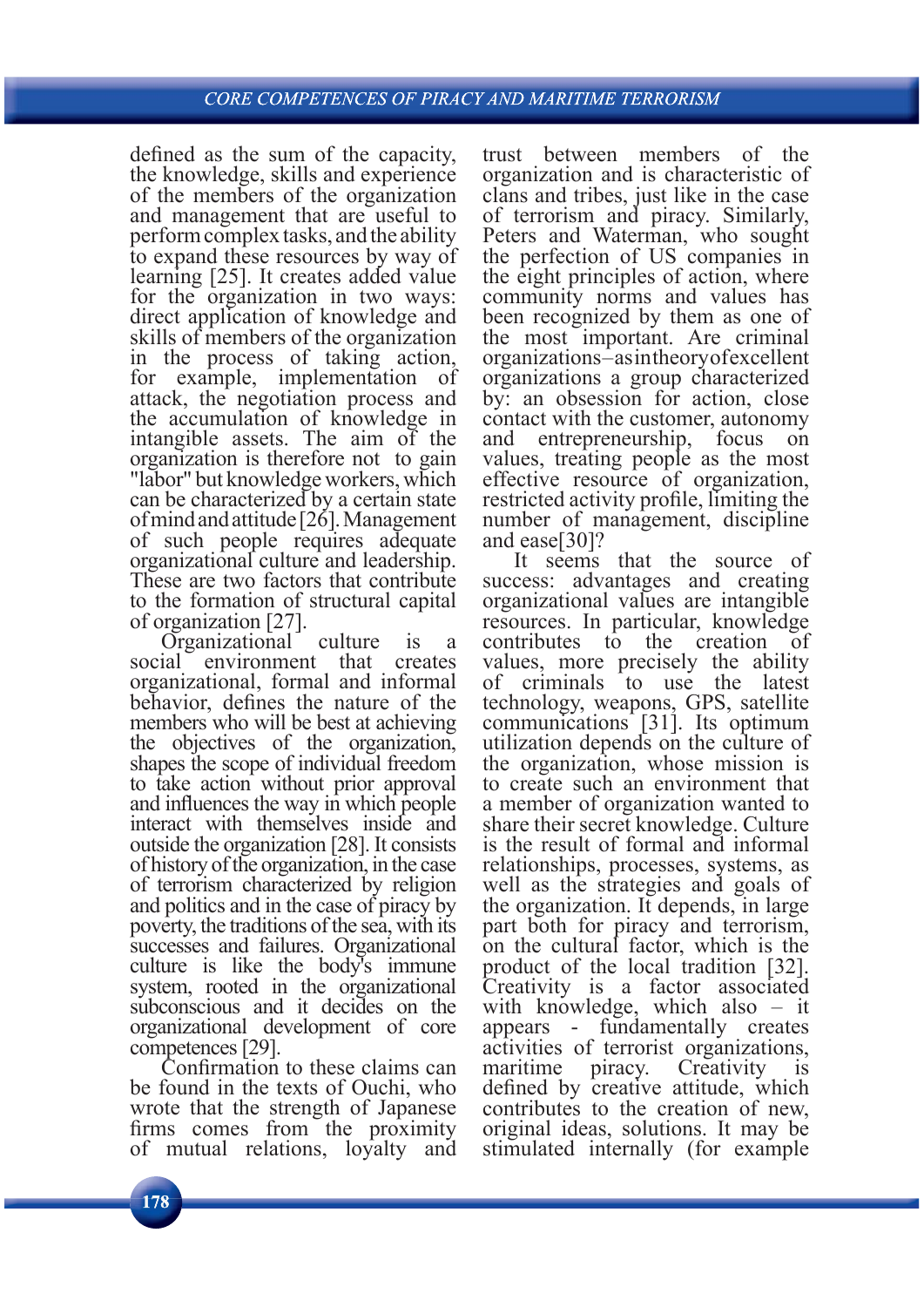defined as the sum of the capacity, the knowledge, skills and experience of the members of the organization and management that are useful to perform complex tasks, and the ability to expand these resources by way of learning [25]. It creates added value for the organization in two ways: direct application of knowledge and skills of members of the organization in the process of taking action, for example, implementation of attack, the negotiation process and the accumulation of knowledge in intangible assets. The aim of the organization is therefore not to gain "labor" but knowledge workers, which can be characterized by a certain state of mind and attitude [26]. Management of such people requires adequate organizational culture and leadership. These are two factors that contribute to the formation of structural capital of organization [27].

Organizational culture is a social environment that creates organizational, formal and informal behavior, defines the nature of the members who will be best at achieving the objectives of the organization, shapes the scope of individual freedom to take action without prior approval and influences the way in which people interact with themselves inside and outside the organization [28]. It consists of history of the organization, in the case of terrorism characterized by religion and politics and in the case of piracy by poverty, the traditions of the sea, with its successes and failures. Organizational culture is like the body's immune system, rooted in the organizational subconscious and it decides on the organizational development of core competences [29].

Confirmation to these claims can be found in the texts of Ouchi, who wrote that the strength of Japanese firms comes from the proximity of mutual relations, loyalty and trust between members of the organization and is characteristic of clans and tribes, just like in the case of terrorism and piracy. Similarly, Peters and Waterman, who sought the perfection of US companies in the eight principles of action, where community norms and values has been recognized by them as one of the most important. Are criminal organizations – as in theory of excellent organizations a group characterized by: an obsession for action, close contact with the customer, autonomy and entrepreneurship, focus on values, treating people as the most effective resource of organization, restricted activity profile, limiting the number of management, discipline and ease[30]?

It seems that the source of success: advantages and creating organizational values are intangible resources. In particular, knowledge contributes to the creation of values, more precisely the ability of criminals to use the latest technology, weapons, GPS, satellite communications [31]. Its optimum utilization depends on the culture of the organization, whose mission is to create such an environment that a member of organization wanted to share their secret knowledge. Culture is the result of formal and informal relationships, processes, systems, as well as the strategies and goals of the organization. It depends, in large part both for piracy and terrorism, on the cultural factor, which is the product of the local tradition [32]. Creativity is a factor associated with knowledge, which also – it appears - fundamentally creates activities of terrorist organizations, maritime piracy. Creativity is defined by creative attitude, which contributes to the creation of new, original ideas, solutions. It may be stimulated internally (for example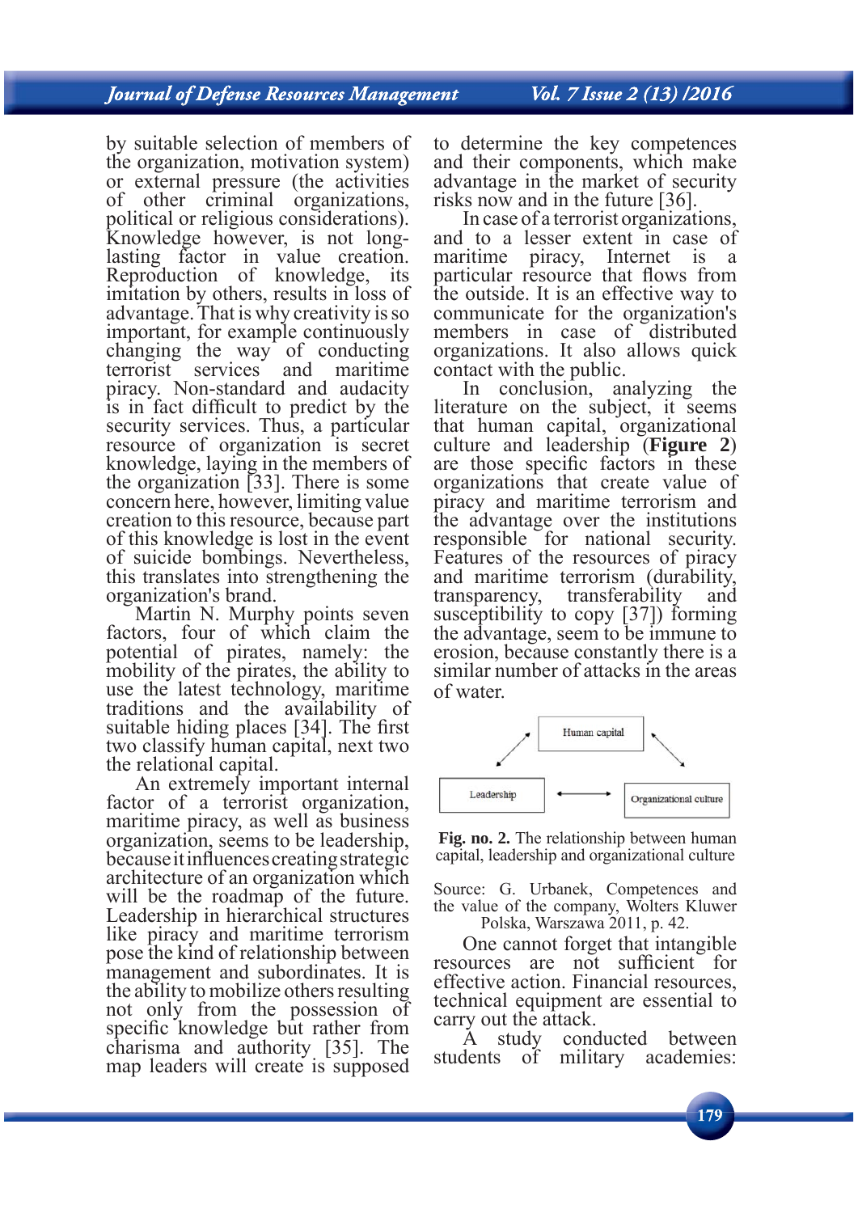by suitable selection of members of the organization, motivation system) or external pressure (the activities of other criminal organizations, political or religious considerations). Knowledge however, is not long-lasting factor in value creation. Reproduction of knowledge, its imitation by others, results in loss of advantage. That is why creativity is so important, for example continuously changing the way of conducting terrorist services and maritime piracy. Non-standard and audacity is in fact difficult to predict by the security services. Thus, a particular resource of organization is secret knowledge, laying in the members of the organization [33]. There is some concern here, however, limiting value creation to this resource, because part of this knowledge is lost in the event of suicide bombings. Nevertheless, this translates into strengthening the organization's brand.

Martin N. Murphy points seven factors, four of which claim the potential of pirates, namely: the mobility of the pirates, the ability to use the latest technology, maritime traditions and the availability of suitable hiding places [34]. The first two classify human capital, next two the relational capital.

An extremely important internal factor of a terrorist organization, maritime piracy, as well as business organization, seems to be leadership, because it influences creating strategic architecture of an organization which will be the roadmap of the future. Leadership in hierarchical structures like piracy and maritime terrorism pose the kind of relationship between management and subordinates. It is the ability to mobilize others resulting not only from the possession of specific knowledge but rather from charisma and authority [35]. The map leaders will create is supposed to determine the key competences and their components, which make advantage in the market of security risks now and in the future [36].

In case of a terrorist organizations, and to a lesser extent in case of maritime piracy, Internet is a particular resource that flows from the outside. It is an effective way to communicate for the organization's members in case of distributed organizations. It also allows quick contact with the public.

In conclusion, analyzing the literature on the subject, it seems that human capital, organizational culture and leadership (**Figure 2**) are those specific factors in these organizations that create value of piracy and maritime terrorism and the advantage over the institutions responsible for national security. Features of the resources of piracy and maritime terrorism (durability, transparency, transferability and susceptibility to copy [37]) forming the advantage, seem to be immune to erosion, because constantly there is a similar number of attacks in the areas of water.

Human capital

Leadership ⟷ Organizational culture

**Fig. no. 2.** The relationship between human capital, leadership and organizational culture

Source: G. Urbanek, Competences and the value of the company, Wolters Kluwer Polska, Warszawa 2011, p. 42.

One cannot forget that intangible resources are not sufficient for effective action. Financial resources, technical equipment are essential to carry out the attack.

A study conducted between students of military academies: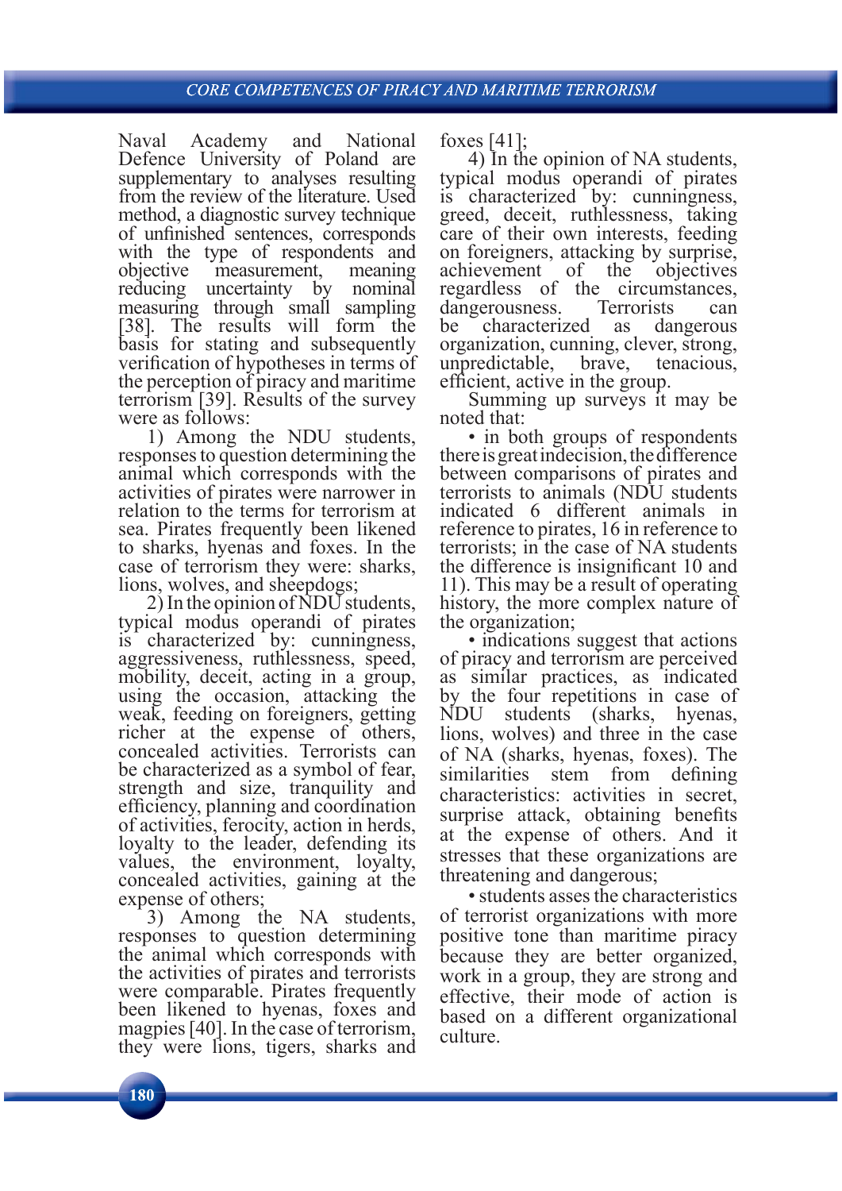Naval Academy and National Defence University of Poland are supplementary to analyses resulting from the review of the literature. Used method, a diagnostic survey technique of unfinished sentences, corresponds with the type of respondents and objective measurement, meaning reducing uncertainty by nominal measuring through small sampling [38]. The results will form the basis for stating and subsequently verification of hypotheses in terms of the perception of piracy and maritime terrorism [39]. Results of the survey were as follows:

1) Among the NDU students, responses to question determining the animal which corresponds with the activities of pirates were narrower in relation to the terms for terrorism at sea. Pirates frequently been likened to sharks, hyenas and foxes. In the case of terrorism they were: sharks, lions, wolves, and sheepdogs;

2) In the opinion of NDU students, typical modus operandi of pirates is characterized by: cunningness, aggressiveness, ruthlessness, speed, mobility, deceit, acting in a group, using the occasion, attacking the weak, feeding on foreigners, getting richer at the expense of others, concealed activities. Terrorists can be characterized as a symbol of fear, strength and size, tranquility and efficiency, planning and coordination of activities, ferocity, action in herds, loyalty to the leader, defending its values, the environment, loyalty, concealed activities, gaining at the expense of others;

3) Among the NA students, responses to question determining the animal which corresponds with the activities of pirates and terrorists were comparable. Pirates frequently been likened to hyenas, foxes and magpies [40]. In the case of terrorism, they were lions, tigers, sharks and foxes [41];

4) In the opinion of NA students, typical modus operandi of pirates is characterized by: cunningness, greed, deceit, ruthlessness, taking care of their own interests, feeding on foreigners, attacking by surprise, achievement of the objectives regardless of the circumstances, dangerousness. Terrorists can be characterized as dangerous organization, cunning, clever, strong, unpredictable, brave, tenacious, efficient, active in the group.

Summing up surveys it may be noted that:

- in both groups of respondents there is great indecision, the difference between comparisons of pirates and terrorists to animals (NDU students indicated 6 different animals in reference to pirates, 16 in reference to terrorists; in the case of NA students the difference is insignificant 10 and 11). This may be a result of operating history, the more complex nature of the organization;
- indications suggest that actions of piracy and terrorism are perceived as similar practices, as indicated by the four repetitions in case of NDU students (sharks, hyenas, lions, wolves) and three in the case of NA (sharks, hyenas, foxes). The similarities stem from defining characteristics: activities in secret, surprise attack, obtaining benefits at the expense of others. And it stresses that these organizations are threatening and dangerous;
- students asses the characteristics of terrorist organizations with more positive tone than maritime piracy because they are better organized, work in a group, they are strong and effective, their mode of action is based on a different organizational culture.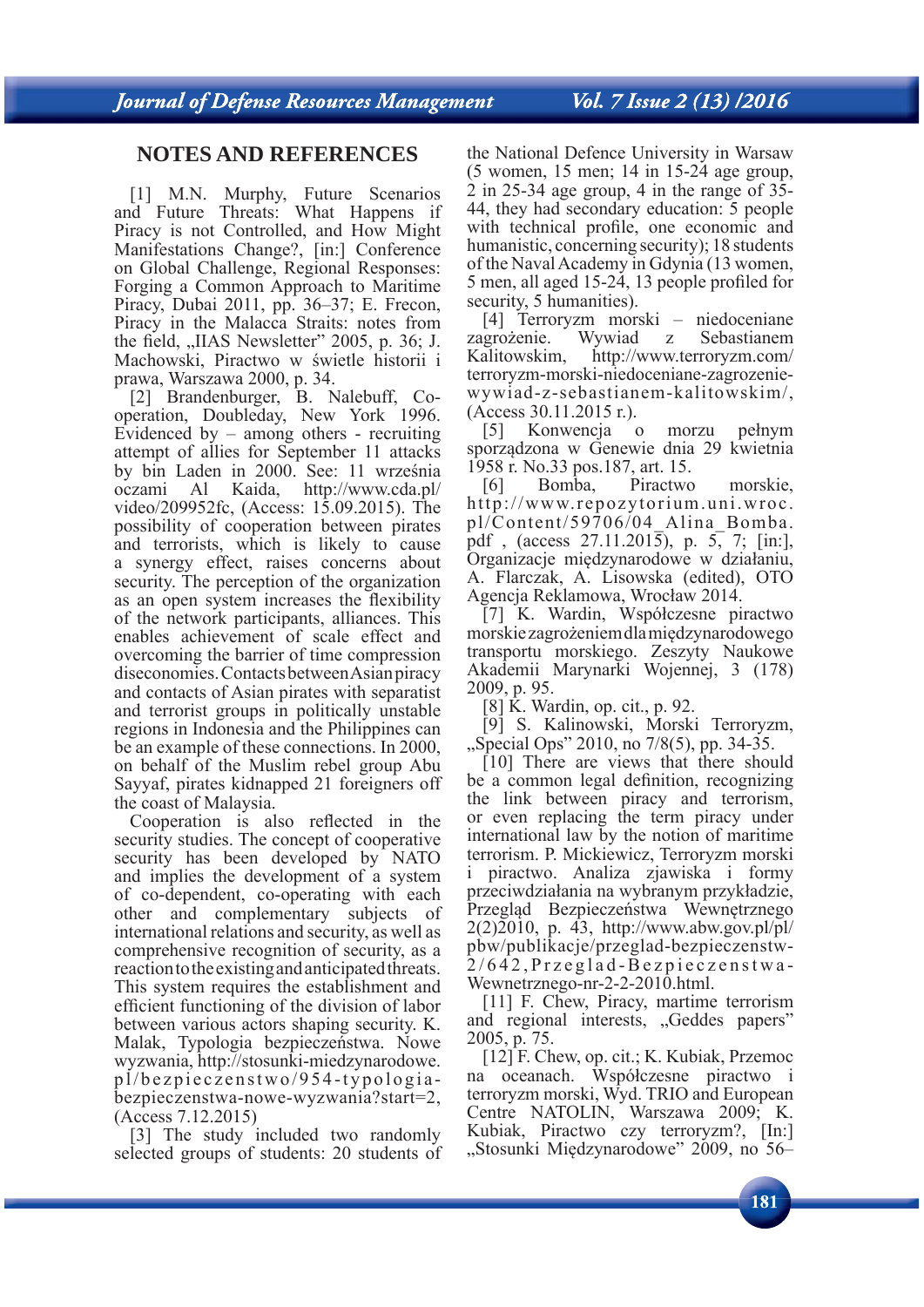## NOTES AND REFERENCES

[1] M.N. Murphy, Future Scenarios and Future Threats: What Happens if Piracy is not Controlled, and How Might Manifestations Change?, [in:] Conference on Global Challenge, Regional Responses: Forging a Common Approach to Maritime Piracy, Dubai 2011, pp. 36–37; E. Frecon, Piracy in the Malacca Straits: notes from the field, „IIAS Newsletter" 2005, p. 36; J. Machowski, Piractwo w świetle historii i prawa, Warszawa 2000, p. 34.

[2] Brandenburger, B. Nalebuff, Co-operation, Doubleday, New York 1996. Evidenced by – among others - recruiting attempt of allies for September 11 attacks by bin Laden in 2000. See: 11 września oczami Al Kaida, http://www.cda.pl/video/209952fc, (Access: 15.09.2015). The possibility of cooperation between pirates and terrorists, which is likely to cause a synergy effect, raises concerns about security. The perception of the organization as an open system increases the flexibility of the network participants, alliances. This enables achievement of scale effect and overcoming the barrier of time compression diseconomies. Contacts between Asian piracy and contacts of Asian pirates with separatist and terrorist groups in politically unstable regions in Indonesia and the Philippines can be an example of these connections. In 2000, on behalf of the Muslim rebel group Abu Sayyaf, pirates kidnapped 21 foreigners off the coast of Malaysia.

Cooperation is also reflected in the security studies. The concept of cooperative security has been developed by NATO and implies the development of a system of co-dependent, co-operating with each other and complementary subjects of international relations and security, as well as comprehensive recognition of security, as a reaction to the existing and anticipated threats. This system requires the establishment and efficient functioning of the division of labor between various actors shaping security. K. Malak, Typologia bezpieczeństwa. Nowe wyzwania, http://stosunki-miedzynarodowe.pl/bezpieczenstwo/954-typologia-bezpieczenstwa-nowe-wyzwania?start=2, (Access 7.12.2015)

[3] The study included two randomly selected groups of students: 20 students of the National Defence University in Warsaw (5 women, 15 men; 14 in 15-24 age group, 2 in 25-34 age group, 4 in the range of 35-44, they had secondary education: 5 people with technical profile, one economic and humanistic, concerning security); 18 students of the Naval Academy in Gdynia (13 women, 5 men, all aged 15-24, 13 people profiled for security, 5 humanities).

[4] Terroryzm morski – niedoceniane zagrożenie. Wywiad z Sebastianem Kalitowskim, http://www.terroryzm.com/terroryzm-morski-niedoceniane-zagrozenie-wywiad-z-sebastianem-kalitowskim/, (Access 30.11.2015 r.).

[5] Konwencja o morzu pełnym sporządzona w Genewie dnia 29 kwietnia 1958 r. No.33 pos.187, art. 15.

[6] Bomba, Piractwo morskie, http://www.repozytorium.uni.wroc.pl/Content/59706/04_Alina_Bomba.pdf , (access 27.11.2015), p. 5, 7; [in:], Organizacje międzynarodowe w działaniu, A. Flarczak, A. Lisowska (edited), OTO Agencja Reklamowa, Wrocław 2014.

[7] K. Wardin, Współczesne piractwo morskie zagrożeniem dla międzynarodowego transportu morskiego. Zeszyty Naukowe Akademii Marynarki Wojennej, 3 (178) 2009, p. 95.

[8] K. Wardin, op. cit., p. 92.

[9] S. Kalinowski, Morski Terroryzm, „Special Ops" 2010, no 7/8(5), pp. 34-35.

[10] There are views that there should be a common legal definition, recognizing the link between piracy and terrorism, or even replacing the term piracy under international law by the notion of maritime terrorism. P. Mickiewicz, Terroryzm morski i piractwo. Analiza zjawiska i formy przeciwdziałania na wybranym przykładzie, Przegląd Bezpieczeństwa Wewnętrznego 2(2)2010, p. 43, http://www.abw.gov.pl/pl/pbw/publikacje/przeglad-bezpieczenstw-2/642,Przeglad-Bezpieczenstwa-Wewnetrznego-nr-2-2-2010.html.

[11] F. Chew, Piracy, martime terrorism and regional interests, „Geddes papers" 2005, p. 75.

[12] F. Chew, op. cit.; K. Kubiak, Przemoc na oceanach. Współczesne piractwo i terroryzm morski, Wyd. TRIO and European Centre NATOLIN, Warszawa 2009; K. Kubiak, Piractwo czy terroryzm?, [In:] „Stosunki Międzynarodowe" 2009, no 56–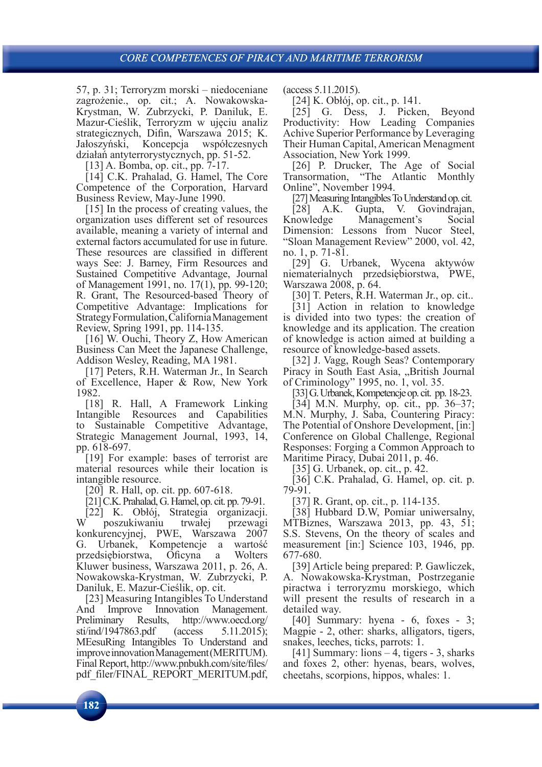57, p. 31; Terroryzm morski – niedoceniane zagrożenie., op. cit.; A. Nowakowska-Krystman, W. Zubrzycki, P. Daniluk, E. Mazur-Cieślik, Terroryzm w ujęciu analiz strategicznych, Difin, Warszawa 2015; K. Jałoszyński, Koncepcja współczesnych działań antyterrorystycznych, pp. 51-52.

[13] A. Bomba, op. cit., pp. 7-17.

[14] C.K. Prahalad, G. Hamel, The Core Competence of the Corporation, Harvard Business Review, May-June 1990.

[15] In the process of creating values, the organization uses different set of resources available, meaning a variety of internal and external factors accumulated for use in future. These resources are classified in different ways See: J. Barney, Firm Resources and Sustained Competitive Advantage, Journal of Management 1991, no. 17(1), pp. 99-120; R. Grant, The Resourced-based Theory of Competitive Advantage: Implications for Strategy Formulation, California Management Review, Spring 1991, pp. 114-135.

[16] W. Ouchi, Theory Z, How American Business Can Meet the Japanese Challenge, Addison Wesley, Reading, MA 1981.

[17] Peters, R.H. Waterman Jr., In Search of Excellence, Haper & Row, New York 1982.

[18] R. Hall, A Framework Linking Intangible Resources and Capabilities to Sustainable Competitive Advantage, Strategic Management Journal, 1993, 14, pp. 618-697.

[19] For example: bases of terrorist are material resources while their location is intangible resource.

[20] R. Hall, op. cit. pp. 607-618.

[21] C.K. Prahalad, G. Hamel, op. cit. pp. 79-91.

[22] K. Obłój, Strategia organizacji. W poszukiwaniu trwałej przewagi konkurencyjnej, PWE, Warszawa 2007 G. Urbanek, Kompetencje a wartość przedsiębiorstwa, Oficyna a Wolters Kluwer business, Warszawa 2011, p. 26, A. Nowakowska-Krystman, W. Zubrzycki, P. Daniluk, E. Mazur-Cieślik, op. cit.

[23] Measuring Intangibles To Understand And Improve Innovation Management. Preliminary Results, http://www.oecd.org/sti/ind/1947863.pdf (access 5.11.2015); MEesuRing Intangibles To Understand and improve innovation Management (MERITUM). Final Report, http://www.pnbukh.com/site/files/pdf_filer/FINAL_REPORT_MERITUM.pdf, (access 5.11.2015).

[24] K. Obłój, op. cit., p. 141.

[25] G. Dess, J. Picken, Beyond Productivity: How Leading Companies Achive Superior Performance by Leveraging Their Human Capital, American Menagment Association, New York 1999.

[26] P. Drucker, The Age of Social Transormation, "The Atlantic Monthly Online", November 1994.

[27] Measuring Intangibles To Understand op. cit.

[28] A.K. Gupta, V. Govindrajan, Knowledge Management's Social Dimension: Lessons from Nucor Steel, "Sloan Management Review" 2000, vol. 42, no. 1, p. 71-81.

[29] G. Urbanek, Wycena aktywów niematerialnych przedsiębiorstwa, PWE, Warszawa 2008, p. 64.

[30] T. Peters, R.H. Waterman Jr., op. cit..

[31] Action in relation to knowledge is divided into two types: the creation of knowledge and its application. The creation of knowledge is action aimed at building a resource of knowledge-based assets.

[32] J. Vagg, Rough Seas? Contemporary Piracy in South East Asia, „British Journal of Criminology" 1995, no. 1, vol. 35.

[33] G. Urbanek, Kompetencje op. cit. pp. 18-23.

[34] M.N. Murphy, op. cit., pp. 36–37; M.N. Murphy, J. Saba, Countering Piracy: The Potential of Onshore Development, [in:] Conference on Global Challenge, Regional Responses: Forging a Common Approach to Maritime Piracy, Dubai 2011, p. 46.

[35] G. Urbanek, op. cit., p. 42.

[36] C.K. Prahalad, G. Hamel, op. cit. p. 79-91.

[37] R. Grant, op. cit., p. 114-135.

[38] Hubbard D.W, Pomiar uniwersalny, MTBiznes, Warszawa 2013, pp. 43, 51; S.S. Stevens, On the theory of scales and measurement [in:] Science 103, 1946, pp. 677-680.

[39] Article being prepared: P. Gawliczek, A. Nowakowska-Krystman, Postrzeganie piractwa i terroryzmu morskiego, which will present the results of research in a detailed way.

[40] Summary: hyena - 6, foxes - 3; Magpie - 2, other: sharks, alligators, tigers, snakes, leeches, ticks, parrots: 1.

[41] Summary: lions – 4, tigers - 3, sharks and foxes 2, other: hyenas, bears, wolves, cheetahs, scorpions, hippos, whales: 1.